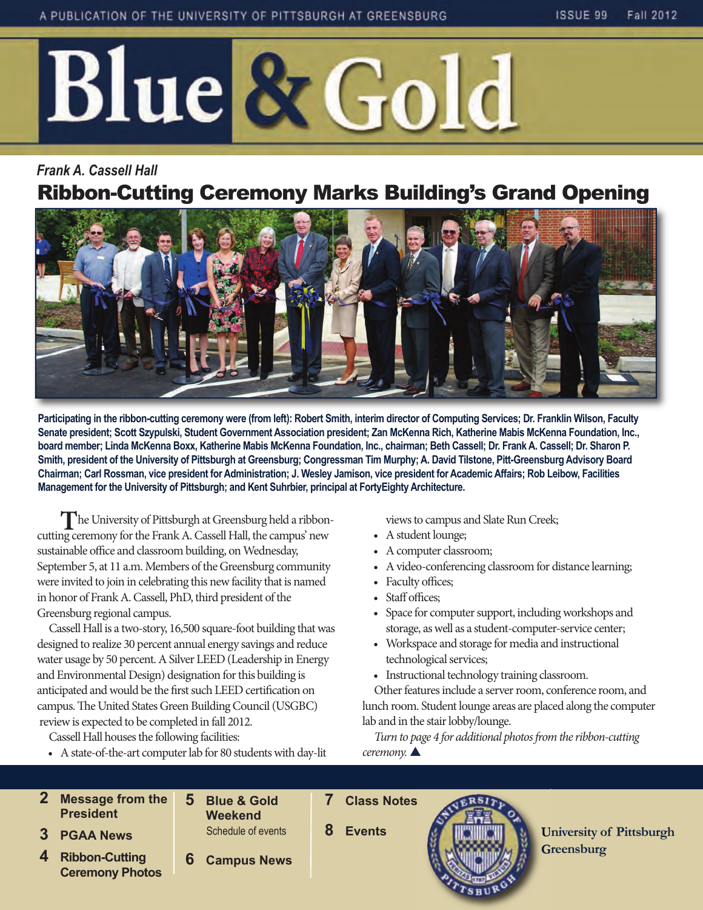A PUBLICATION OF THE UNIVERSITY OF PITTSBURGH AT GREENSBURG

# Blue & Gold

*Frank A. Cassell Hall*

## Ribbon-Cutting Ceremony Marks Building's Grand Opening

**Participating in the ribbon-cutting ceremony were (from left): Robert Smith, interim director of Computing Services; Dr. Franklin Wilson, Faculty Senate president; Scott Szypulski, Student Government Association president; Zan McKenna Rich, Katherine Mabis McKenna Foundation, Inc., board member; Linda McKenna Boxx, Katherine Mabis McKenna Foundation, Inc., chairman; Beth Cassell; Dr. Frank A. Cassell; Dr. Sharon P. Smith, president of the University of Pittsburgh at Greensburg; Congressman Tim Murphy; A. David Tilstone, Pitt-Greensburg Advisory Board Chairman; Carl Rossman, vice president for Administration; J. Wesley Jamison, vice president for Academic Affairs; Rob Leibow, Facilities Management for the University of Pittsburgh; and Kent Suhrbier, principal at FortyEighty Architecture.**

The University of Pittsburgh at Greensburg held a ribbon-cutting ceremony for the Frank A. Cassell Hall, the campus' new sustainable office and classroom building, on Wednesday, September 5, at 11 a.m. Members of the Greensburg community were invited to join in celebrating this new facility that is named in honor of Frank A. Cassell, PhD, third president of the Greensburg regional campus.

Cassell Hall is a two-story, 16,500 square-foot building that was designed to realize 30 percent annual energy savings and reduce water usage by 50 percent. A Silver LEED (Leadership in Energy and Environmental Design) designation for this building is anticipated and would be the first such LEED certification on campus. The United States Green Building Council (USGBC) review is expected to be completed in fall 2012.

Cassell Hall houses the following facilities:

- A state-of-the-art computer lab for 80 students with day-lit views to campus and Slate Run Creek;
- A student lounge;
- A computer classroom;
- A video-conferencing classroom for distance learning;
- Faculty offices;
- Staff offices;
- Space for computer support, including workshops and storage, as well as a student-computer-service center;
- Workspace and storage for media and instructional technological services;
- Instructional technology training classroom.

Other features include a server room, conference room, and lunch room. Student lounge areas are placed along the computer lab and in the stair lobby/lounge.

*Turn to page 4 for additional photos from the ribbon-cutting ceremony.* ▲

---

- **2** Message from the President
- **3** PGAA News
- **4** Ribbon-Cutting Ceremony Photos
- **5** Blue & Gold Weekend — Schedule of events
- **6** Campus News
- **7** Class Notes
- **8** Events

University of Pittsburgh Greensburg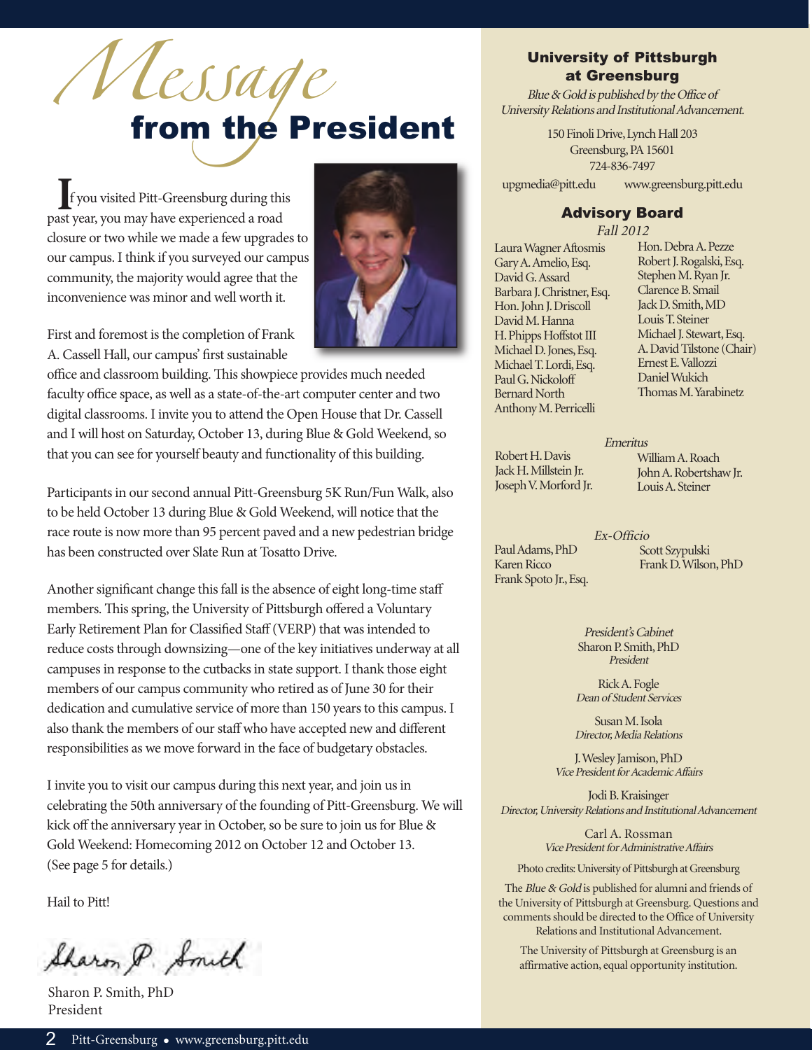# Message from the President

If you visited Pitt-Greensburg during this past year, you may have experienced a road closure or two while we made a few upgrades to our campus. I think if you surveyed our campus community, the majority would agree that the inconvenience was minor and well worth it.

First and foremost is the completion of Frank A. Cassell Hall, our campus' first sustainable office and classroom building. This showpiece provides much needed faculty office space, as well as a state-of-the-art computer center and two digital classrooms. I invite you to attend the Open House that Dr. Cassell and I will host on Saturday, October 13, during Blue & Gold Weekend, so that you can see for yourself beauty and functionality of this building.

Participants in our second annual Pitt-Greensburg 5K Run/Fun Walk, also to be held October 13 during Blue & Gold Weekend, will notice that the race route is now more than 95 percent paved and a new pedestrian bridge has been constructed over Slate Run at Tosatto Drive.

Another significant change this fall is the absence of eight long-time staff members. This spring, the University of Pittsburgh offered a Voluntary Early Retirement Plan for Classified Staff (VERP) that was intended to reduce costs through downsizing—one of the key initiatives underway at all campuses in response to the cutbacks in state support. I thank those eight members of our campus community who retired as of June 30 for their dedication and cumulative service of more than 150 years to this campus. I also thank the members of our staff who have accepted new and different responsibilities as we move forward in the face of budgetary obstacles.

I invite you to visit our campus during this next year, and join us in celebrating the 50th anniversary of the founding of Pitt-Greensburg. We will kick off the anniversary year in October, so be sure to join us for Blue & Gold Weekend: Homecoming 2012 on October 12 and October 13. (See page 5 for details.)

Hail to Pitt!

Sharon P. Smith

Sharon P. Smith, PhD
President

## University of Pittsburgh at Greensburg

*Blue & Gold is published by the Office of University Relations and Institutional Advancement.*

150 Finoli Drive, Lynch Hall 203
Greensburg, PA 15601
724-836-7497
upgmedia@pitt.edu www.greensburg.pitt.edu

### Advisory Board

*Fall 2012*

Laura Wagner Aftosmis
Gary A. Amelio, Esq.
David G. Assard
Barbara J. Christner, Esq.
Hon. John J. Driscoll
David M. Hanna
H. Phipps Hoffstot III
Michael D. Jones, Esq.
Michael T. Lordi, Esq.
Paul G. Nickoloff
Bernard North
Anthony M. Perricelli
Hon. Debra A. Pezze
Robert J. Rogalski, Esq.
Stephen M. Ryan Jr.
Clarence B. Smail
Jack D. Smith, MD
Louis T. Steiner
Michael J. Stewart, Esq.
A. David Tilstone (Chair)
Ernest E. Vallozzi
Daniel Wukich
Thomas M. Yarabinetz

*Emeritus*

Robert H. Davis
Jack H. Millstein Jr.
Joseph V. Morford Jr.
William A. Roach
John A. Robertshaw Jr.
Louis A. Steiner

*Ex-Officio*

Paul Adams, PhD
Karen Ricco
Frank Spoto Jr., Esq.
Scott Szypulski
Frank D. Wilson, PhD

*President's Cabinet*

Sharon P. Smith, PhD
*President*

Rick A. Fogle
*Dean of Student Services*

Susan M. Isola
*Director, Media Relations*

J. Wesley Jamison, PhD
*Vice President for Academic Affairs*

Jodi B. Kraisinger
*Director, University Relations and Institutional Advancement*

Carl A. Rossman
*Vice President for Administrative Affairs*

Photo credits: University of Pittsburgh at Greensburg

The *Blue & Gold* is published for alumni and friends of the University of Pittsburgh at Greensburg. Questions and comments should be directed to the Office of University Relations and Institutional Advancement.

The University of Pittsburgh at Greensburg is an affirmative action, equal opportunity institution.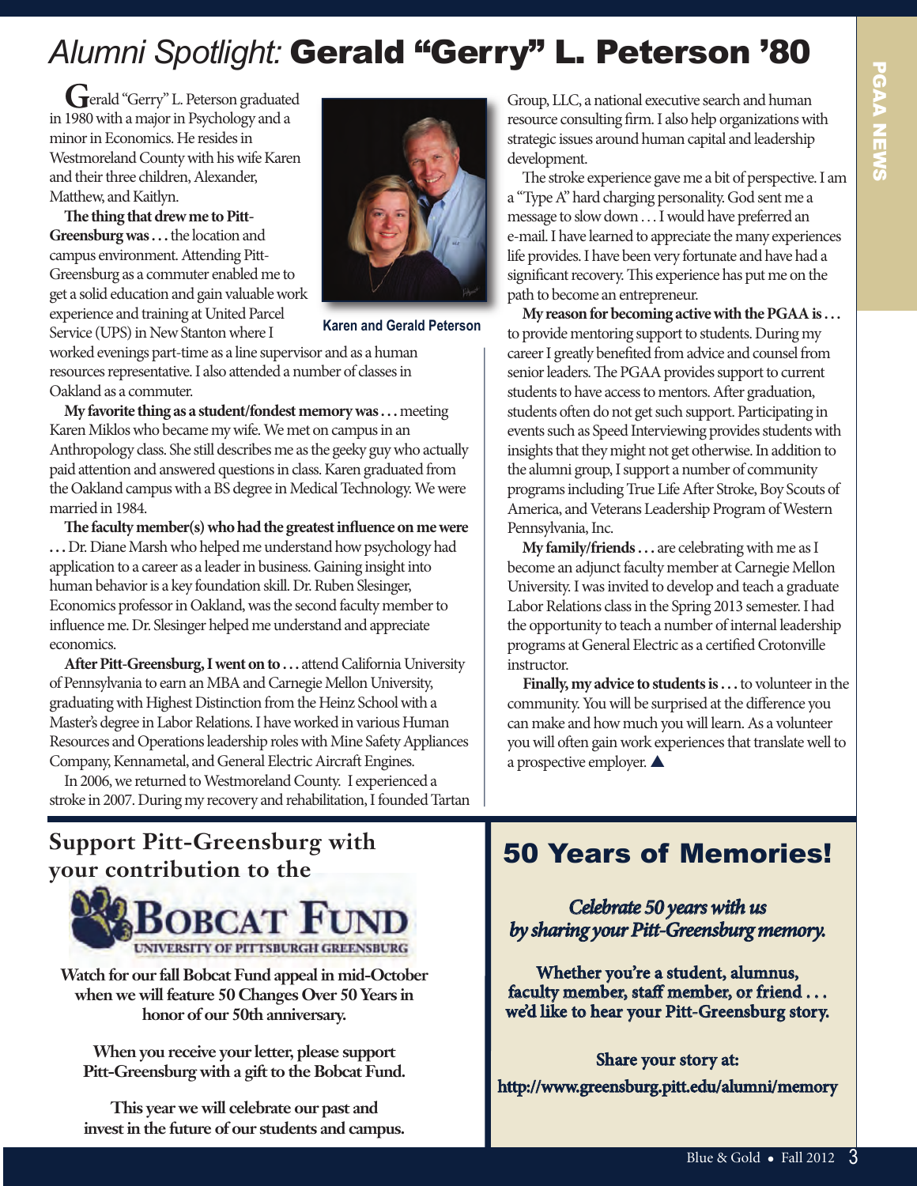# *Alumni Spotlight:* Gerald "Gerry" L. Peterson '80

Gerald "Gerry" L. Peterson graduated in 1980 with a major in Psychology and a minor in Economics. He resides in Westmoreland County with his wife Karen and their three children, Alexander, Matthew, and Kaitlyn.

**The thing that drew me to Pitt-Greensburg was . . .** the location and campus environment. Attending Pitt-Greensburg as a commuter enabled me to get a solid education and gain valuable work experience and training at United Parcel Service (UPS) in New Stanton where I worked evenings part-time as a line supervisor and as a human resources representative. I also attended a number of classes in Oakland as a commuter.

Karen and Gerald Peterson

**My favorite thing as a student/fondest memory was . . .** meeting Karen Miklos who became my wife. We met on campus in an Anthropology class. She still describes me as the geeky guy who actually paid attention and answered questions in class. Karen graduated from the Oakland campus with a BS degree in Medical Technology. We were married in 1984.

**The faculty member(s) who had the greatest influence on me were . . .** Dr. Diane Marsh who helped me understand how psychology had application to a career as a leader in business. Gaining insight into human behavior is a key foundation skill. Dr. Ruben Slesinger, Economics professor in Oakland, was the second faculty member to influence me. Dr. Slesinger helped me understand and appreciate economics.

**After Pitt-Greensburg, I went on to . . .** attend California University of Pennsylvania to earn an MBA and Carnegie Mellon University, graduating with Highest Distinction from the Heinz School with a Master's degree in Labor Relations. I have worked in various Human Resources and Operations leadership roles with Mine Safety Appliances Company, Kennametal, and General Electric Aircraft Engines.

In 2006, we returned to Westmoreland County. I experienced a stroke in 2007. During my recovery and rehabilitation, I founded Tartan Group, LLC, a national executive search and human resource consulting firm. I also help organizations with strategic issues around human capital and leadership development.

The stroke experience gave me a bit of perspective. I am a "Type A" hard charging personality. God sent me a message to slow down . . . I would have preferred an e-mail. I have learned to appreciate the many experiences life provides. I have been very fortunate and have had a significant recovery. This experience has put me on the path to become an entrepreneur.

**My reason for becoming active with the PGAA is . . .** to provide mentoring support to students. During my career I greatly benefited from advice and counsel from senior leaders. The PGAA provides support to current students to have access to mentors. After graduation, students often do not get such support. Participating in events such as Speed Interviewing provides students with insights that they might not get otherwise. In addition to the alumni group, I support a number of community programs including True Life After Stroke, Boy Scouts of America, and Veterans Leadership Program of Western Pennsylvania, Inc.

**My family/friends . . .** are celebrating with me as I become an adjunct faculty member at Carnegie Mellon University. I was invited to develop and teach a graduate Labor Relations class in the Spring 2013 semester. I had the opportunity to teach a number of internal leadership programs at General Electric as a certified Crotonville instructor.

**Finally, my advice to students is . . .** to volunteer in the community. You will be surprised at the difference you can make and how much you will learn. As a volunteer you will often gain work experiences that translate well to a prospective employer. ▲

## Support Pitt-Greensburg with your contribution to the

**BOBCAT FUND**
UNIVERSITY OF PITTSBURGH GREENSBURG

**Watch for our fall Bobcat Fund appeal in mid-October when we will feature 50 Changes Over 50 Years in honor of our 50th anniversary.**

**When you receive your letter, please support Pitt-Greensburg with a gift to the Bobcat Fund.**

**This year we will celebrate our past and invest in the future of our students and campus.**

## 50 Years of Memories!

***Celebrate 50 years with us by sharing your Pitt-Greensburg memory.***

**Whether you're a student, alumnus, faculty member, staff member, or friend . . . we'd like to hear your Pitt-Greensburg story.**

**Share your story at:**
**http://www.greensburg.pitt.edu/alumni/memory**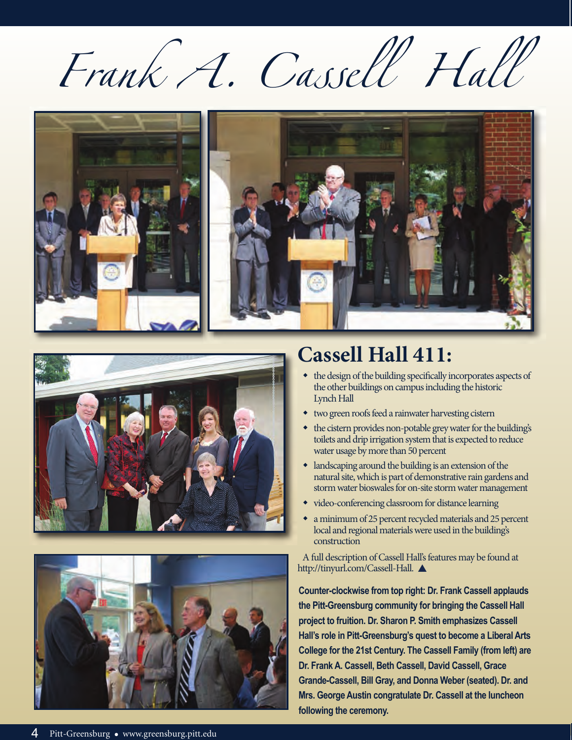# Frank A. Cassell Hall

## Cassell Hall 411:

- the design of the building specifically incorporates aspects of the other buildings on campus including the historic Lynch Hall
- two green roofs feed a rainwater harvesting cistern
- the cistern provides non-potable grey water for the building's toilets and drip irrigation system that is expected to reduce water usage by more than 50 percent
- landscaping around the building is an extension of the natural site, which is part of demonstrative rain gardens and storm water bioswales for on-site storm water management
- video-conferencing classroom for distance learning
- a minimum of 25 percent recycled materials and 25 percent local and regional materials were used in the building's construction

A full description of Cassell Hall's features may be found at http://tinyurl.com/Cassell-Hall. ▲

**Counter-clockwise from top right: Dr. Frank Cassell applauds the Pitt-Greensburg community for bringing the Cassell Hall project to fruition. Dr. Sharon P. Smith emphasizes Cassell Hall's role in Pitt-Greensburg's quest to become a Liberal Arts College for the 21st Century. The Cassell Family (from left) are Dr. Frank A. Cassell, Beth Cassell, David Cassell, Grace Grande-Cassell, Bill Gray, and Donna Weber (seated). Dr. and Mrs. George Austin congratulate Dr. Cassell at the luncheon following the ceremony.**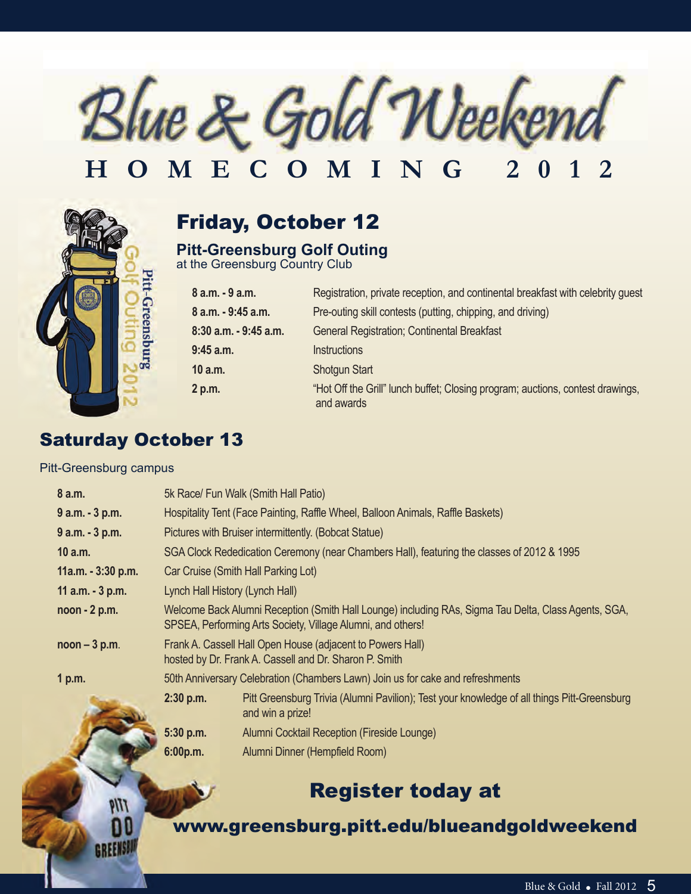// Blue & Gold Weekend

# Blue & Gold Weekend
## HOMECOMING 2012

## Friday, October 12

### Pitt-Greensburg Golf Outing
at the Greensburg Country Club

| | |
|---|---|
| **8 a.m. - 9 a.m.** | Registration, private reception, and continental breakfast with celebrity guest |
| **8 a.m. - 9:45 a.m.** | Pre-outing skill contests (putting, chipping, and driving) |
| **8:30 a.m. - 9:45 a.m.** | General Registration; Continental Breakfast |
| **9:45 a.m.** | Instructions |
| **10 a.m.** | Shotgun Start |
| **2 p.m.** | "Hot Off the Grill" lunch buffet; Closing program; auctions, contest drawings, and awards |

## Saturday October 13

Pitt-Greensburg campus

| | |
|---|---|
| **8 a.m.** | 5k Race/ Fun Walk (Smith Hall Patio) |
| **9 a.m. - 3 p.m.** | Hospitality Tent (Face Painting, Raffle Wheel, Balloon Animals, Raffle Baskets) |
| **9 a.m. - 3 p.m.** | Pictures with Bruiser intermittently. (Bobcat Statue) |
| **10 a.m.** | SGA Clock Rededication Ceremony (near Chambers Hall), featuring the classes of 2012 & 1995 |
| **11a.m. - 3:30 p.m.** | Car Cruise (Smith Hall Parking Lot) |
| **11 a.m. - 3 p.m.** | Lynch Hall History (Lynch Hall) |
| **noon - 2 p.m.** | Welcome Back Alumni Reception (Smith Hall Lounge) including RAs, Sigma Tau Delta, Class Agents, SGA, SPSEA, Performing Arts Society, Village Alumni, and others! |
| **noon – 3 p.m.** | Frank A. Cassell Hall Open House (adjacent to Powers Hall) hosted by Dr. Frank A. Cassell and Dr. Sharon P. Smith |
| **1 p.m.** | 50th Anniversary Celebration (Chambers Lawn) Join us for cake and refreshments |
| **2:30 p.m.** | Pitt Greensburg Trivia (Alumni Pavilion); Test your knowledge of all things Pitt-Greensburg and win a prize! |
| **5:30 p.m.** | Alumni Cocktail Reception (Fireside Lounge) |
| **6:00p.m.** | Alumni Dinner (Hempfield Room) |

## Register today at

## www.greensburg.pitt.edu/blueandgoldweekend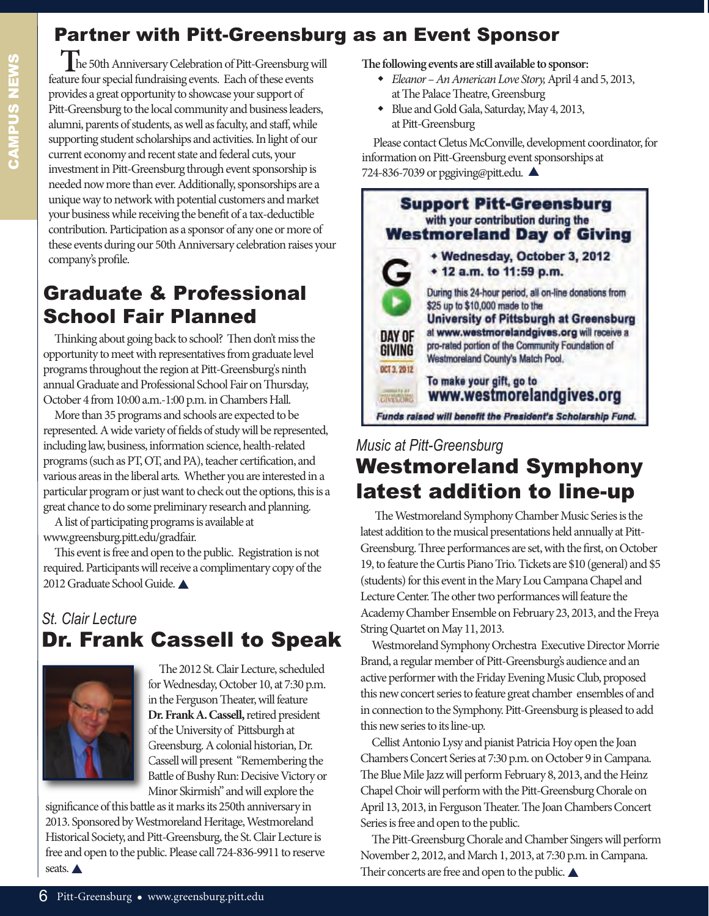## Partner with Pitt-Greensburg as an Event Sponsor

The 50th Anniversary Celebration of Pitt-Greensburg will feature four special fundraising events. Each of these events provides a great opportunity to showcase your support of Pitt-Greensburg to the local community and business leaders, alumni, parents of students, as well as faculty, and staff, while supporting student scholarships and activities. In light of our current economy and recent state and federal cuts, your investment in Pitt-Greensburg through event sponsorship is needed now more than ever. Additionally, sponsorships are a unique way to network with potential customers and market your business while receiving the benefit of a tax-deductible contribution. Participation as a sponsor of any one or more of these events during our 50th Anniversary celebration raises your company's profile.

**The following events are still available to sponsor:**

- *Eleanor – An American Love Story,* April 4 and 5, 2013, at The Palace Theatre, Greensburg
- Blue and Gold Gala, Saturday, May 4, 2013, at Pitt-Greensburg

Please contact Cletus McConville, development coordinator, for information on Pitt-Greensburg event sponsorships at 724-836-7039 or pggiving@pitt.edu. ▲

## Graduate & Professional School Fair Planned

Thinking about going back to school? Then don't miss the opportunity to meet with representatives from graduate level programs throughout the region at Pitt-Greensburg's ninth annual Graduate and Professional School Fair on Thursday, October 4 from 10:00 a.m.-1:00 p.m. in Chambers Hall.

More than 35 programs and schools are expected to be represented. A wide variety of fields of study will be represented, including law, business, information science, health-related programs (such as PT, OT, and PA), teacher certification, and various areas in the liberal arts. Whether you are interested in a particular program or just want to check out the options, this is a great chance to do some preliminary research and planning.

A list of participating programs is available at www.greensburg.pitt.edu/gradfair.

This event is free and open to the public. Registration is not required. Participants will receive a complimentary copy of the 2012 Graduate School Guide. ▲

*St. Clair Lecture*

## Dr. Frank Cassell to Speak

The 2012 St. Clair Lecture, scheduled for Wednesday, October 10, at 7:30 p.m. in the Ferguson Theater, will feature **Dr. Frank A. Cassell,** retired president of the University of Pittsburgh at Greensburg. A colonial historian, Dr. Cassell will present "Remembering the Battle of Bushy Run: Decisive Victory or Minor Skirmish" and will explore the significance of this battle as it marks its 250th anniversary in 2013. Sponsored by Westmoreland Heritage, Westmoreland Historical Society, and Pitt-Greensburg, the St. Clair Lecture is free and open to the public. Please call 724-836-9911 to reserve seats. ▲

**Support Pitt-Greensburg with your contribution during the Westmoreland Day of Giving**

- Wednesday, October 3, 2012
- 12 a.m. to 11:59 p.m.

DAY OF GIVING OCT 3, 2012

During this 24-hour period, all on-line donations from $25 up to $10,000 made to the **University of Pittsburgh at Greensburg** at **www.westmorelandgives.org** will receive a pro-rated portion of the Community Foundation of Westmoreland County's Match Pool.

To make your gift, go to **www.westmorelandgives.org**

***Funds raised will benefit the President's Scholarship Fund.***

*Music at Pitt-Greensburg*

## Westmoreland Symphony latest addition to line-up

The Westmoreland Symphony Chamber Music Series is the latest addition to the musical presentations held annually at Pitt-Greensburg. Three performances are set, with the first, on October 19, to feature the Curtis Piano Trio. Tickets are $10 (general) and $5 (students) for this event in the Mary Lou Campana Chapel and Lecture Center. The other two performances will feature the Academy Chamber Ensemble on February 23, 2013, and the Freya String Quartet on May 11, 2013.

Westmoreland Symphony Orchestra Executive Director Morrie Brand, a regular member of Pitt-Greensburg's audience and an active performer with the Friday Evening Music Club, proposed this new concert series to feature great chamber ensembles of and in connection to the Symphony. Pitt-Greensburg is pleased to add this new series to its line-up.

Cellist Antonio Lysy and pianist Patricia Hoy open the Joan Chambers Concert Series at 7:30 p.m. on October 9 in Campana. The Blue Mile Jazz will perform February 8, 2013, and the Heinz Chapel Choir will perform with the Pitt-Greensburg Chorale on April 13, 2013, in Ferguson Theater. The Joan Chambers Concert Series is free and open to the public.

The Pitt-Greensburg Chorale and Chamber Singers will perform November 2, 2012, and March 1, 2013, at 7:30 p.m. in Campana. Their concerts are free and open to the public. ▲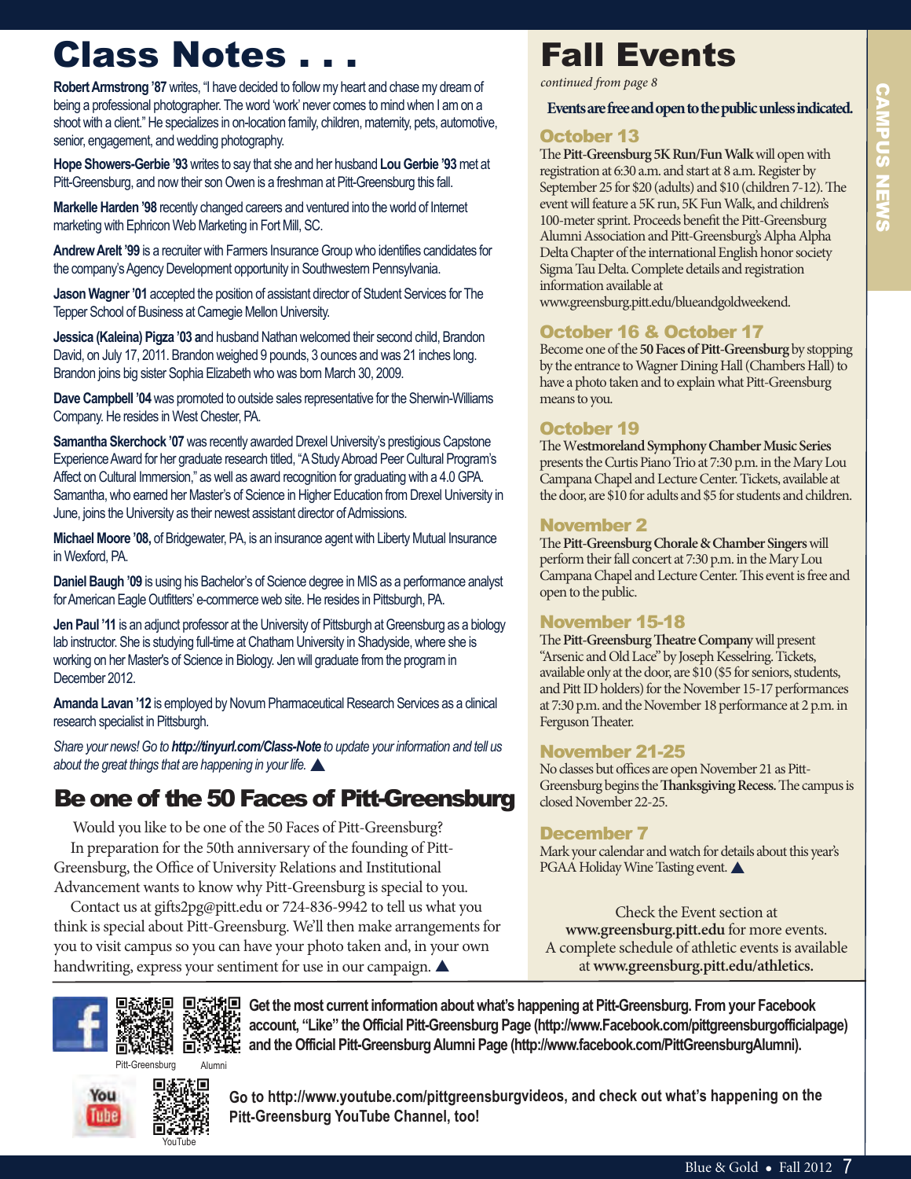# Class Notes . . .

**Robert Armstrong '87** writes, "I have decided to follow my heart and chase my dream of being a professional photographer. The word 'work' never comes to mind when I am on a shoot with a client." He specializes in on-location family, children, maternity, pets, automotive, senior, engagement, and wedding photography.

**Hope Showers-Gerbie '93** writes to say that she and her husband **Lou Gerbie '93** met at Pitt-Greensburg, and now their son Owen is a freshman at Pitt-Greensburg this fall.

**Markelle Harden '98** recently changed careers and ventured into the world of Internet marketing with Ephricon Web Marketing in Fort Mill, SC.

**Andrew Arelt '99** is a recruiter with Farmers Insurance Group who identifies candidates for the company's Agency Development opportunity in Southwestern Pennsylvania.

**Jason Wagner '01** accepted the position of assistant director of Student Services for The Tepper School of Business at Carnegie Mellon University.

**Jessica (Kaleina) Pigza '03 a**nd husband Nathan welcomed their second child, Brandon David, on July 17, 2011. Brandon weighed 9 pounds, 3 ounces and was 21 inches long. Brandon joins big sister Sophia Elizabeth who was born March 30, 2009.

**Dave Campbell '04** was promoted to outside sales representative for the Sherwin-Williams Company. He resides in West Chester, PA.

**Samantha Skerchock '07** was recently awarded Drexel University's prestigious Capstone Experience Award for her graduate research titled, "A Study Abroad Peer Cultural Program's Affect on Cultural Immersion," as well as award recognition for graduating with a 4.0 GPA. Samantha, who earned her Master's of Science in Higher Education from Drexel University in June, joins the University as their newest assistant director of Admissions.

**Michael Moore '08,** of Bridgewater, PA, is an insurance agent with Liberty Mutual Insurance in Wexford, PA.

**Daniel Baugh '09** is using his Bachelor's of Science degree in MIS as a performance analyst for American Eagle Outfitters' e-commerce web site. He resides in Pittsburgh, PA.

**Jen Paul '11** is an adjunct professor at the University of Pittsburgh at Greensburg as a biology lab instructor. She is studying full-time at Chatham University in Shadyside, where she is working on her Master's of Science in Biology. Jen will graduate from the program in December 2012.

**Amanda Lavan '12** is employed by Novum Pharmaceutical Research Services as a clinical research specialist in Pittsburgh.

*Share your news! Go to **http://tinyurl.com/Class-Note** to update your information and tell us about the great things that are happening in your life.* ▲

## Be one of the 50 Faces of Pitt-Greensburg

Would you like to be one of the 50 Faces of Pitt-Greensburg?

In preparation for the 50th anniversary of the founding of Pitt-Greensburg, the Office of University Relations and Institutional Advancement wants to know why Pitt-Greensburg is special to you.

Contact us at gifts2pg@pitt.edu or 724-836-9942 to tell us what you think is special about Pitt-Greensburg. We'll then make arrangements for you to visit campus so you can have your photo taken and, in your own handwriting, express your sentiment for use in our campaign. ▲

# Fall Events

*continued from page 8*

**Events are free and open to the public unless indicated.**

### October 13

The **Pitt-Greensburg 5K Run/Fun Walk** will open with registration at 6:30 a.m. and start at 8 a.m. Register by September 25 for $20 (adults) and $10 (children 7-12). The event will feature a 5K run, 5K Fun Walk, and children's 100-meter sprint. Proceeds benefit the Pitt-Greensburg Alumni Association and Pitt-Greensburg's Alpha Alpha Delta Chapter of the international English honor society Sigma Tau Delta. Complete details and registration information available at www.greensburg.pitt.edu/blueandgoldweekend.

### October 16 & October 17

Become one of the **50 Faces of Pitt-Greensburg** by stopping by the entrance to Wagner Dining Hall (Chambers Hall) to have a photo taken and to explain what Pitt-Greensburg means to you.

### October 19

The **Westmoreland Symphony Chamber Music Series** presents the Curtis Piano Trio at 7:30 p.m. in the Mary Lou Campana Chapel and Lecture Center. Tickets, available at the door, are $10 for adults and $5 for students and children.

### November 2

The **Pitt-Greensburg Chorale & Chamber Singers** will perform their fall concert at 7:30 p.m. in the Mary Lou Campana Chapel and Lecture Center. This event is free and open to the public.

### November 15-18

The **Pitt-Greensburg Theatre Company** will present "Arsenic and Old Lace" by Joseph Kesselring. Tickets, available only at the door, are $10 ($5 for seniors, students, and Pitt ID holders) for the November 15-17 performances at 7:30 p.m. and the November 18 performance at 2 p.m. in Ferguson Theater.

### November 21-25

No classes but offices are open November 21 as Pitt-Greensburg begins the **Thanksgiving Recess.** The campus is closed November 22-25.

### December 7

Mark your calendar and watch for details about this year's PGAA Holiday Wine Tasting event. ▲

Check the Event section at **www.greensburg.pitt.edu** for more events. A complete schedule of athletic events is available at **www.greensburg.pitt.edu/athletics.**

Pitt-Greensburg Alumni

**Get the most current information about what's happening at Pitt-Greensburg. From your Facebook account, "Like" the Official Pitt-Greensburg Page (http://www.Facebook.com/pittgreensburgofficialpage) and the Official Pitt-Greensburg Alumni Page (http://www.facebook.com/PittGreensburgAlumni).**

YouTube

**Go to http://www.youtube.com/pittgreensburgvideos, and check out what's happening on the Pitt-Greensburg YouTube Channel, too!**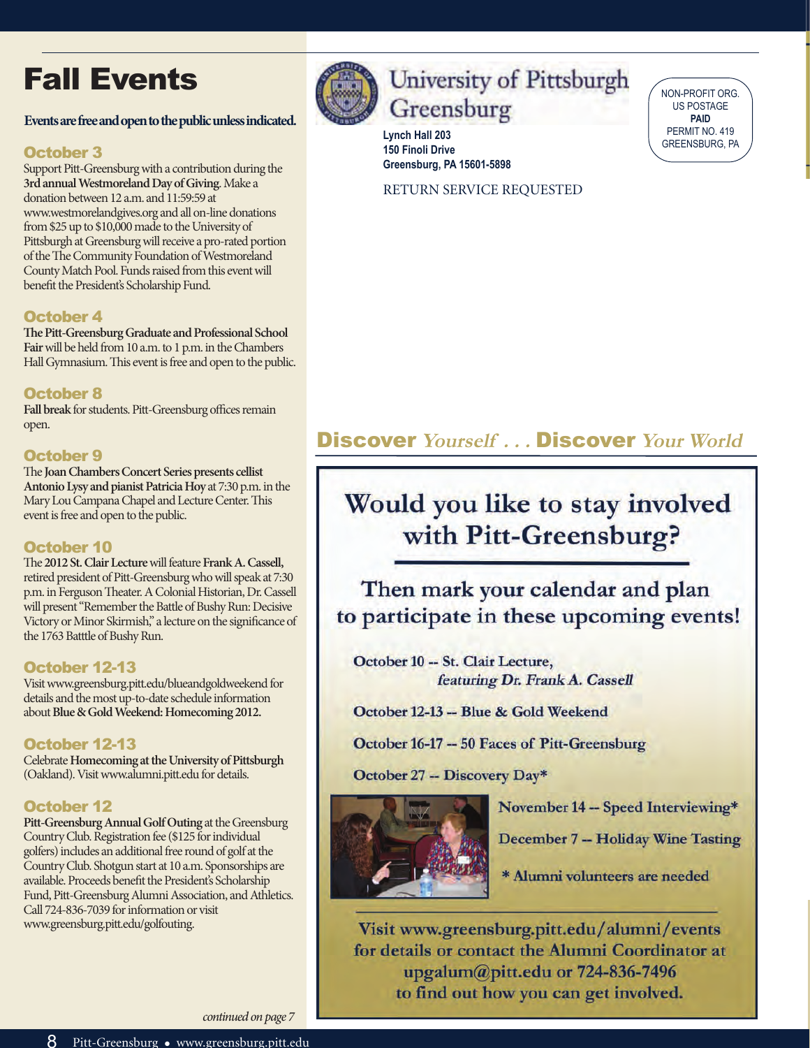# Fall Events

**Events are free and open to the public unless indicated.**

### October 3

Support Pitt-Greensburg with a contribution during the **3rd annual Westmoreland Day of Giving**. Make a donation between 12 a.m. and 11:59:59 at www.westmorelandgives.org and all on-line donations from $25 up to $10,000 made to the University of Pittsburgh at Greensburg will receive a pro-rated portion of the The Community Foundation of Westmoreland County Match Pool. Funds raised from this event will benefit the President's Scholarship Fund.

### October 4

**The Pitt-Greensburg Graduate and Professional School Fair** will be held from 10 a.m. to 1 p.m. in the Chambers Hall Gymnasium. This event is free and open to the public.

### October 8

**Fall break** for students. Pitt-Greensburg offices remain open.

### October 9

The **Joan Chambers Concert Series presents cellist Antonio Lysy and pianist Patricia Hoy** at 7:30 p.m. in the Mary Lou Campana Chapel and Lecture Center. This event is free and open to the public.

### October 10

The **2012 St. Clair Lecture** will feature **Frank A. Cassell,** retired president of Pitt-Greensburg who will speak at 7:30 p.m. in Ferguson Theater. A Colonial Historian, Dr. Cassell will present "Remember the Battle of Bushy Run: Decisive Victory or Minor Skirmish," a lecture on the significance of the 1763 Batttle of Bushy Run.

### October 12-13

Visit www.greensburg.pitt.edu/blueandgoldweekend for details and the most up-to-date schedule information about **Blue & Gold Weekend: Homecoming 2012.**

### October 12-13

Celebrate **Homecoming at the University of Pittsburgh** (Oakland). Visit www.alumni.pitt.edu for details.

### October 12

**Pitt-Greensburg Annual Golf Outing** at the Greensburg Country Club. Registration fee ($125 for individual golfers) includes an additional free round of golf at the Country Club. Shotgun start at 10 a.m. Sponsorships are available. Proceeds benefit the President's Scholarship Fund, Pitt-Greensburg Alumni Association, and Athletics. Call 724-836-7039 for information or visit www.greensburg.pitt.edu/golfouting.

*continued on page 7*

University of Pittsburgh Greensburg
**Lynch Hall 203**
**150 Finoli Drive**
**Greensburg, PA 15601-5898**

RETURN SERVICE REQUESTED

NON-PROFIT ORG.
US POSTAGE
**PAID**
PERMIT NO. 419
GREENSBURG, PA

## Discover *Yourself . . .* Discover *Your World*

## Would you like to stay involved with Pitt-Greensburg?

### Then mark your calendar and plan to participate in these upcoming events!

October 10 -- St. Clair Lecture, *featuring Dr. Frank A. Cassell*

October 12-13 -- Blue & Gold Weekend

October 16-17 -- 50 Faces of Pitt-Greensburg

October 27 -- Discovery Day*

November 14 -- Speed Interviewing*

December 7 -- Holiday Wine Tasting

\* Alumni volunteers are needed

Visit www.greensburg.pitt.edu/alumni/events for details or contact the Alumni Coordinator at upgalum@pitt.edu or 724-836-7496 to find out how you can get involved.